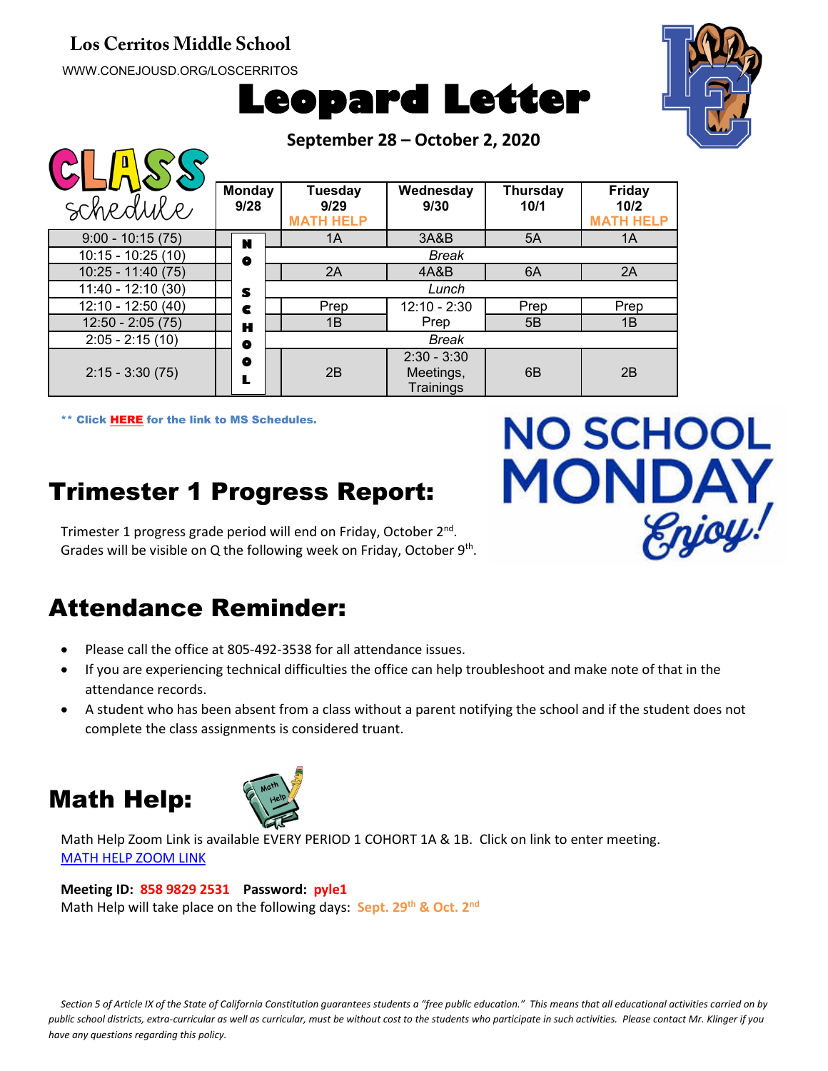**Los Cerritos Middle School**

WWW.CONEJOUSD.ORG/LOSCERRITOS

# Leopard Letter

**September 28 – October 2, 2020**

## CLASS schedule

| | Monday 9/28 | Tuesday 9/29 MATH HELP | Wednesday 9/30 | Thursday 10/1 | Friday 10/2 MATH HELP |
|---|---|---|---|---|---|
| 9:00 - 10:15 (75) | NO SCHOOL | 1A | 3A&B | 5A | 1A |
| 10:15 - 10:25 (10) | | *Break* | | | |
| 10:25 - 11:40 (75) | | 2A | 4A&B | 6A | 2A |
| 11:40 - 12:10 (30) | | *Lunch* | | | |
| 12:10 - 12:50 (40) | | Prep | 12:10 - 2:30 Prep | Prep | Prep |
| 12:50 - 2:05 (75) | | 1B | | 5B | 1B |
| 2:05 - 2:15 (10) | | *Break* | | | |
| 2:15 - 3:30 (75) | | 2B | 2:30 - 3:30 Meetings, Trainings | 6B | 2B |

**\*\* Click HERE for the link to MS Schedules.**

NO SCHOOL MONDAY *Enjoy!*

## Trimester 1 Progress Report:

Trimester 1 progress grade period will end on Friday, October 2nd.
Grades will be visible on Q the following week on Friday, October 9th.

## Attendance Reminder:

- Please call the office at 805-492-3538 for all attendance issues.
- If you are experiencing technical difficulties the office can help troubleshoot and make note of that in the attendance records.
- A student who has been absent from a class without a parent notifying the school and if the student does not complete the class assignments is considered truant.

## Math Help:

Math Help Zoom Link is available EVERY PERIOD 1 COHORT 1A & 1B. Click on link to enter meeting.
[MATH HELP ZOOM LINK]

**Meeting ID: 858 9829 2531 Password: pyle1**
Math Help will take place on the following days: **Sept. 29th & Oct. 2nd**

*Section 5 of Article IX of the State of California Constitution guarantees students a "free public education." This means that all educational activities carried on by public school districts, extra-curricular as well as curricular, must be without cost to the students who participate in such activities. Please contact Mr. Klinger if you have any questions regarding this policy.*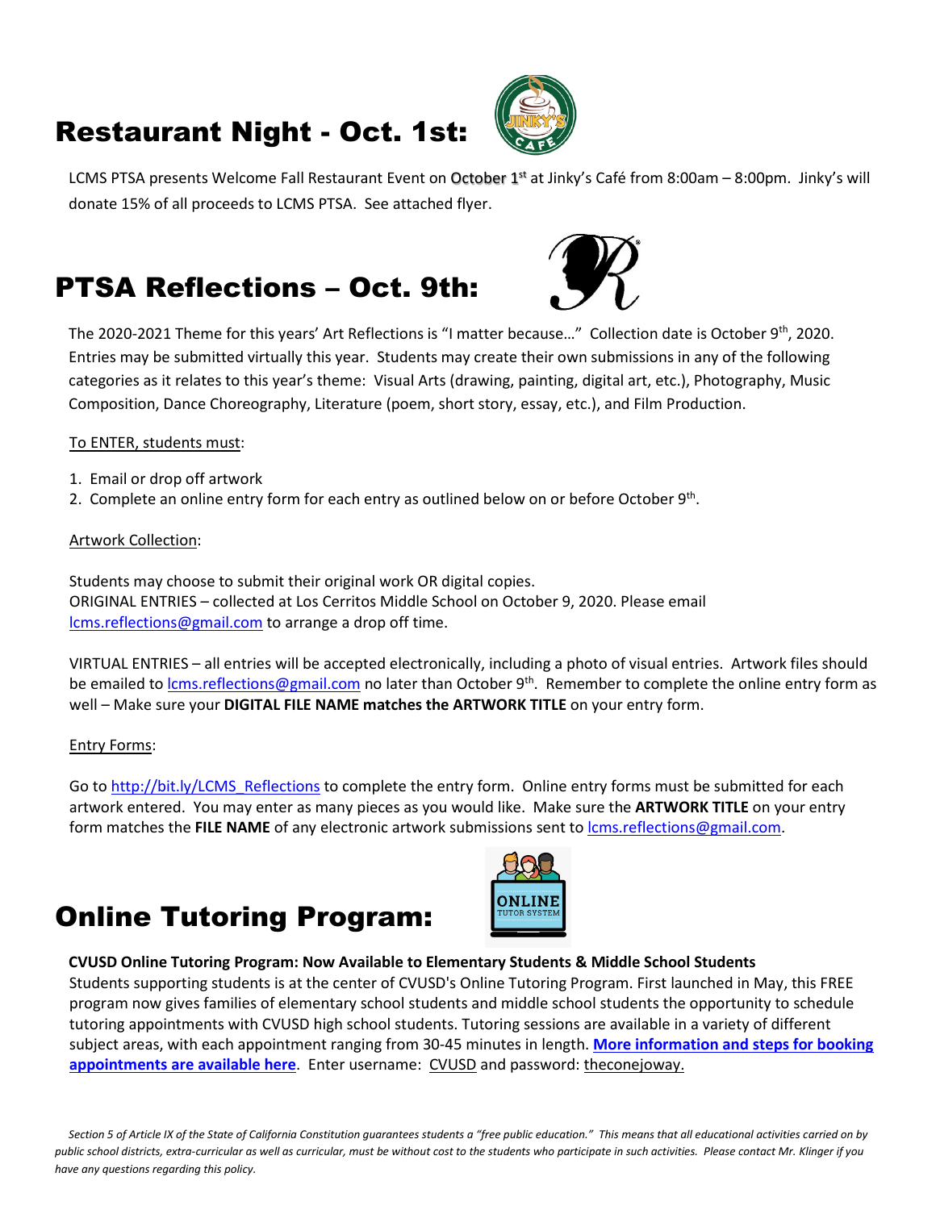# Restaurant Night - Oct. 1st:

LCMS PTSA presents Welcome Fall Restaurant Event on October 1st at Jinky's Café from 8:00am – 8:00pm. Jinky's will donate 15% of all proceeds to LCMS PTSA. See attached flyer.

# PTSA Reflections – Oct. 9th:

The 2020-2021 Theme for this years' Art Reflections is "I matter because…" Collection date is October 9th, 2020. Entries may be submitted virtually this year. Students may create their own submissions in any of the following categories as it relates to this year's theme: Visual Arts (drawing, painting, digital art, etc.), Photography, Music Composition, Dance Choreography, Literature (poem, short story, essay, etc.), and Film Production.

To ENTER, students must:

1. Email or drop off artwork
2. Complete an online entry form for each entry as outlined below on or before October 9th.

Artwork Collection:

Students may choose to submit their original work OR digital copies.
ORIGINAL ENTRIES – collected at Los Cerritos Middle School on October 9, 2020. Please email lcms.reflections@gmail.com to arrange a drop off time.

VIRTUAL ENTRIES – all entries will be accepted electronically, including a photo of visual entries. Artwork files should be emailed to lcms.reflections@gmail.com no later than October 9th. Remember to complete the online entry form as well – Make sure your **DIGITAL FILE NAME matches the ARTWORK TITLE** on your entry form.

Entry Forms:

Go to http://bit.ly/LCMS_Reflections to complete the entry form. Online entry forms must be submitted for each artwork entered. You may enter as many pieces as you would like. Make sure the **ARTWORK TITLE** on your entry form matches the **FILE NAME** of any electronic artwork submissions sent to lcms.reflections@gmail.com.

# Online Tutoring Program:

**CVUSD Online Tutoring Program: Now Available to Elementary Students & Middle School Students**
Students supporting students is at the center of CVUSD's Online Tutoring Program. First launched in May, this FREE program now gives families of elementary school students and middle school students the opportunity to schedule tutoring appointments with CVUSD high school students. Tutoring sessions are available in a variety of different subject areas, with each appointment ranging from 30-45 minutes in length. **More information and steps for booking appointments are available here**. Enter username: CVUSD and password: theconejoway.

*Section 5 of Article IX of the State of California Constitution guarantees students a "free public education." This means that all educational activities carried on by public school districts, extra-curricular as well as curricular, must be without cost to the students who participate in such activities. Please contact Mr. Klinger if you have any questions regarding this policy.*